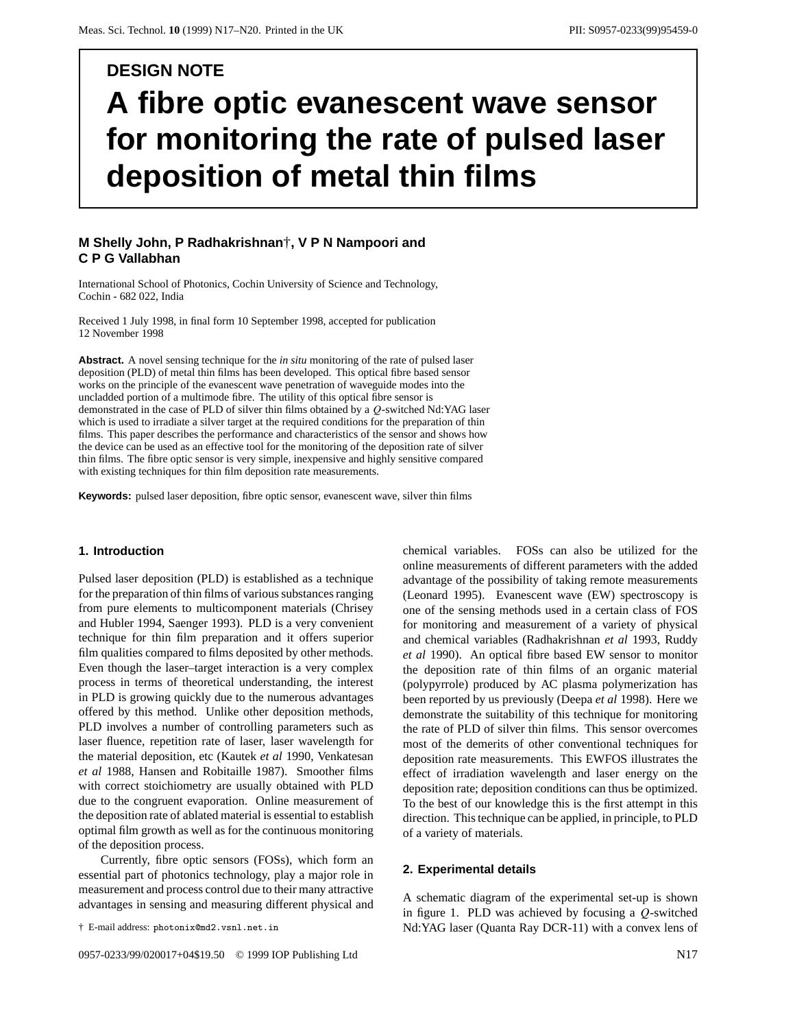DESIGN NOTE

# A fibre optic evanescent wave sensor for monitoring the rate of pulsed laser deposition of metal thin films

**M Shelly John, P Radhakrishnan†, V P N Nampoori and C P G Vallabhan**

International School of Photonics, Cochin University of Science and Technology, Cochin - 682 022, India

Received 1 July 1998, in final form 10 September 1998, accepted for publication 12 November 1998

**Abstract.** A novel sensing technique for the *in situ* monitoring of the rate of pulsed laser deposition (PLD) of metal thin films has been developed. This optical fibre based sensor works on the principle of the evanescent wave penetration of waveguide modes into the uncladded portion of a multimode fibre. The utility of this optical fibre sensor is demonstrated in the case of PLD of silver thin films obtained by a $Q$-switched Nd:YAG laser which is used to irradiate a silver target at the required conditions for the preparation of thin films. This paper describes the performance and characteristics of the sensor and shows how the device can be used as an effective tool for the monitoring of the deposition rate of silver thin films. The fibre optic sensor is very simple, inexpensive and highly sensitive compared with existing techniques for thin film deposition rate measurements.

**Keywords:** pulsed laser deposition, fibre optic sensor, evanescent wave, silver thin films

## 1. Introduction

Pulsed laser deposition (PLD) is established as a technique for the preparation of thin films of various substances ranging from pure elements to multicomponent materials (Chrisey and Hubler 1994, Saenger 1993). PLD is a very convenient technique for thin film preparation and it offers superior film qualities compared to films deposited by other methods. Even though the laser–target interaction is a very complex process in terms of theoretical understanding, the interest in PLD is growing quickly due to the numerous advantages offered by this method. Unlike other deposition methods, PLD involves a number of controlling parameters such as laser fluence, repetition rate of laser, laser wavelength for the material deposition, etc (Kautek *et al* 1990, Venkatesan *et al* 1988, Hansen and Robitaille 1987). Smoother films with correct stoichiometry are usually obtained with PLD due to the congruent evaporation. Online measurement of the deposition rate of ablated material is essential to establish optimal film growth as well as for the continuous monitoring of the deposition process.

Currently, fibre optic sensors (FOSs), which form an essential part of photonics technology, play a major role in measurement and process control due to their many attractive advantages in sensing and measuring different physical and chemical variables. FOSs can also be utilized for the online measurements of different parameters with the added advantage of the possibility of taking remote measurements (Leonard 1995). Evanescent wave (EW) spectroscopy is one of the sensing methods used in a certain class of FOS for monitoring and measurement of a variety of physical and chemical variables (Radhakrishnan *et al* 1993, Ruddy *et al* 1990). An optical fibre based EW sensor to monitor the deposition rate of thin films of an organic material (polypyrrole) produced by AC plasma polymerization has been reported by us previously (Deepa *et al* 1998). Here we demonstrate the suitability of this technique for monitoring the rate of PLD of silver thin films. This sensor overcomes most of the demerits of other conventional techniques for deposition rate measurements. This EWFOS illustrates the effect of irradiation wavelength and laser energy on the deposition rate; deposition conditions can thus be optimized. To the best of our knowledge this is the first attempt in this direction. This technique can be applied, in principle, to PLD of a variety of materials.

## 2. Experimental details

A schematic diagram of the experimental set-up is shown in figure 1. PLD was achieved by focusing a $Q$-switched Nd:YAG laser (Quanta Ray DCR-11) with a convex lens of

† E-mail address: photonix@md2.vsnl.net.in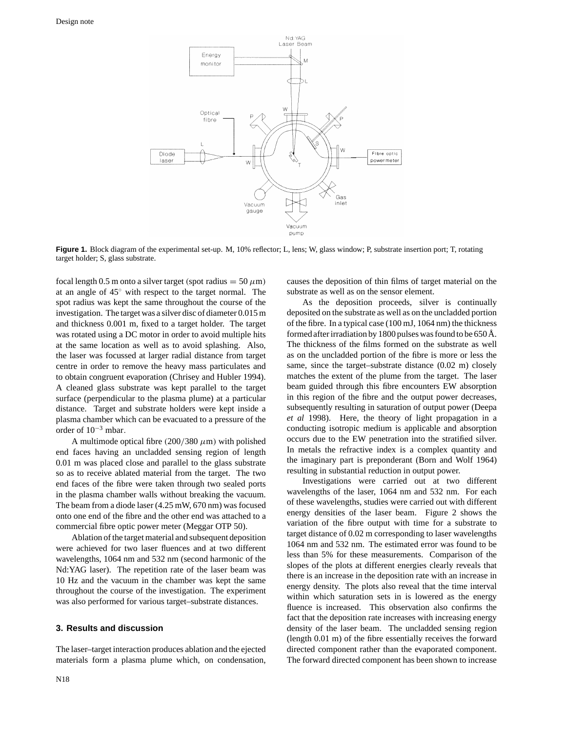**Figure 1.** Block diagram of the experimental set-up. M, 10% reflector; L, lens; W, glass window; P, substrate insertion port; T, rotating target holder; S, glass substrate.

focal length 0.5 m onto a silver target (spot radius $= 50\ \mu$m) at an angle of 45° with respect to the target normal. The spot radius was kept the same throughout the course of the investigation. The target was a silver disc of diameter 0.015 m and thickness 0.001 m, fixed to a target holder. The target was rotated using a DC motor in order to avoid multiple hits at the same location as well as to avoid splashing. Also, the laser was focussed at larger radial distance from target centre in order to remove the heavy mass particulates and to obtain congruent evaporation (Chrisey and Hubler 1994). A cleaned glass substrate was kept parallel to the target surface (perpendicular to the plasma plume) at a particular distance. Target and substrate holders were kept inside a plasma chamber which can be evacuated to a pressure of the order of $10^{-3}$ mbar.

A multimode optical fibre ($200/380\ \mu$m) with polished end faces having an uncladded sensing region of length 0.01 m was placed close and parallel to the glass substrate so as to receive ablated material from the target. The two end faces of the fibre were taken through two sealed ports in the plasma chamber walls without breaking the vacuum. The beam from a diode laser (4.25 mW, 670 nm) was focused onto one end of the fibre and the other end was attached to a commercial fibre optic power meter (Meggar OTP 50).

Ablation of the target material and subsequent deposition were achieved for two laser fluences and at two different wavelengths, 1064 nm and 532 nm (second harmonic of the Nd:YAG laser). The repetition rate of the laser beam was 10 Hz and the vacuum in the chamber was kept the same throughout the course of the investigation. The experiment was also performed for various target–substrate distances.

## 3. Results and discussion

The laser–target interaction produces ablation and the ejected materials form a plasma plume which, on condensation, causes the deposition of thin films of target material on the substrate as well as on the sensor element.

As the deposition proceeds, silver is continually deposited on the substrate as well as on the uncladded portion of the fibre. In a typical case (100 mJ, 1064 nm) the thickness formed after irradiation by 1800 pulses was found to be 650 Å. The thickness of the films formed on the substrate as well as on the uncladded portion of the fibre is more or less the same, since the target–substrate distance (0.02 m) closely matches the extent of the plume from the target. The laser beam guided through this fibre encounters EW absorption in this region of the fibre and the output power decreases, subsequently resulting in saturation of output power (Deepa *et al* 1998). Here, the theory of light propagation in a conducting isotropic medium is applicable and absorption occurs due to the EW penetration into the stratified silver. In metals the refractive index is a complex quantity and the imaginary part is preponderant (Born and Wolf 1964) resulting in substantial reduction in output power.

Investigations were carried out at two different wavelengths of the laser, 1064 nm and 532 nm. For each of these wavelengths, studies were carried out with different energy densities of the laser beam. Figure 2 shows the variation of the fibre output with time for a substrate to target distance of 0.02 m corresponding to laser wavelengths 1064 nm and 532 nm. The estimated error was found to be less than 5% for these measurements. Comparison of the slopes of the plots at different energies clearly reveals that there is an increase in the deposition rate with an increase in energy density. The plots also reveal that the time interval within which saturation sets in is lowered as the energy fluence is increased. This observation also confirms the fact that the deposition rate increases with increasing energy density of the laser beam. The uncladded sensing region (length 0.01 m) of the fibre essentially receives the forward directed component rather than the evaporated component. The forward directed component has been shown to increase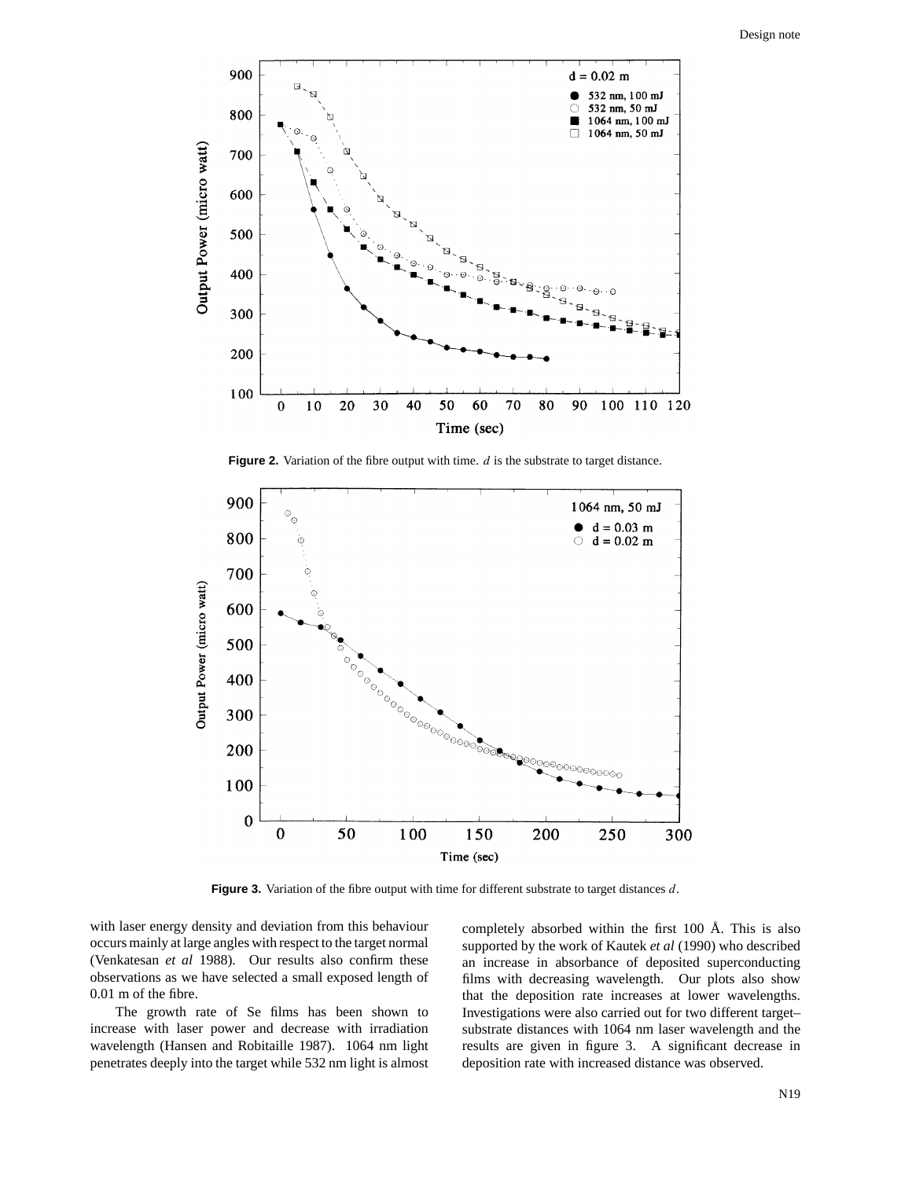**Figure 2.** Variation of the fibre output with time. $d$ is the substrate to target distance.

**Figure 3.** Variation of the fibre output with time for different substrate to target distances $d$.

with laser energy density and deviation from this behaviour occurs mainly at large angles with respect to the target normal (Venkatesan *et al* 1988). Our results also confirm these observations as we have selected a small exposed length of 0.01 m of the fibre.

The growth rate of Se films has been shown to increase with laser power and decrease with irradiation wavelength (Hansen and Robitaille 1987). 1064 nm light penetrates deeply into the target while 532 nm light is almost completely absorbed within the first 100 Å. This is also supported by the work of Kautek *et al* (1990) who described an increase in absorbance of deposited superconducting films with decreasing wavelength. Our plots also show that the deposition rate increases at lower wavelengths. Investigations were also carried out for two different target–substrate distances with 1064 nm laser wavelength and the results are given in figure 3. A significant decrease in deposition rate with increased distance was observed.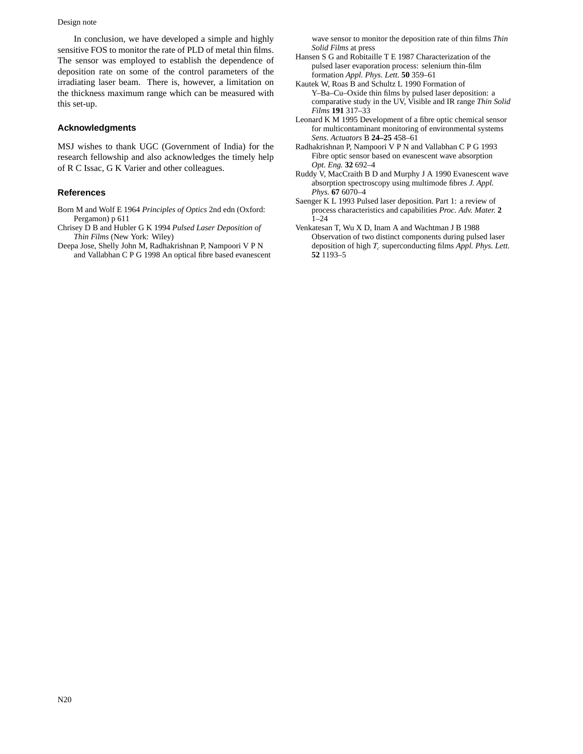In conclusion, we have developed a simple and highly sensitive FOS to monitor the rate of PLD of metal thin films. The sensor was employed to establish the dependence of deposition rate on some of the control parameters of the irradiating laser beam. There is, however, a limitation on the thickness maximum range which can be measured with this set-up.

## Acknowledgments

MSJ wishes to thank UGC (Government of India) for the research fellowship and also acknowledges the timely help of R C Issac, G K Varier and other colleagues.

## References

Born M and Wolf E 1964 *Principles of Optics* 2nd edn (Oxford: Pergamon) p 611

Chrisey D B and Hubler G K 1994 *Pulsed Laser Deposition of Thin Films* (New York: Wiley)

Deepa Jose, Shelly John M, Radhakrishnan P, Nampoori V P N and Vallabhan C P G 1998 An optical fibre based evanescent wave sensor to monitor the deposition rate of thin films *Thin Solid Films* at press

Hansen S G and Robitaille T E 1987 Characterization of the pulsed laser evaporation process: selenium thin-film formation *Appl. Phys. Lett.* **50** 359–61

Kautek W, Roas B and Schultz L 1990 Formation of Y–Ba–Cu–Oxide thin films by pulsed laser deposition: a comparative study in the UV, Visible and IR range *Thin Solid Films* **191** 317–33

Leonard K M 1995 Development of a fibre optic chemical sensor for multicontaminant monitoring of environmental systems *Sens. Actuators* B **24–25** 458–61

Radhakrishnan P, Nampoori V P N and Vallabhan C P G 1993 Fibre optic sensor based on evanescent wave absorption *Opt. Eng.* **32** 692–4

Ruddy V, MacCraith B D and Murphy J A 1990 Evanescent wave absorption spectroscopy using multimode fibres *J. Appl. Phys.* **67** 6070–4

Saenger K L 1993 Pulsed laser deposition. Part 1: a review of process characteristics and capabilities *Proc. Adv. Mater.* **2** 1–24

Venkatesan T, Wu X D, Inam A and Wachtman J B 1988 Observation of two distinct components during pulsed laser deposition of high $T_c$ superconducting films *Appl. Phys. Lett.* **52** 1193–5